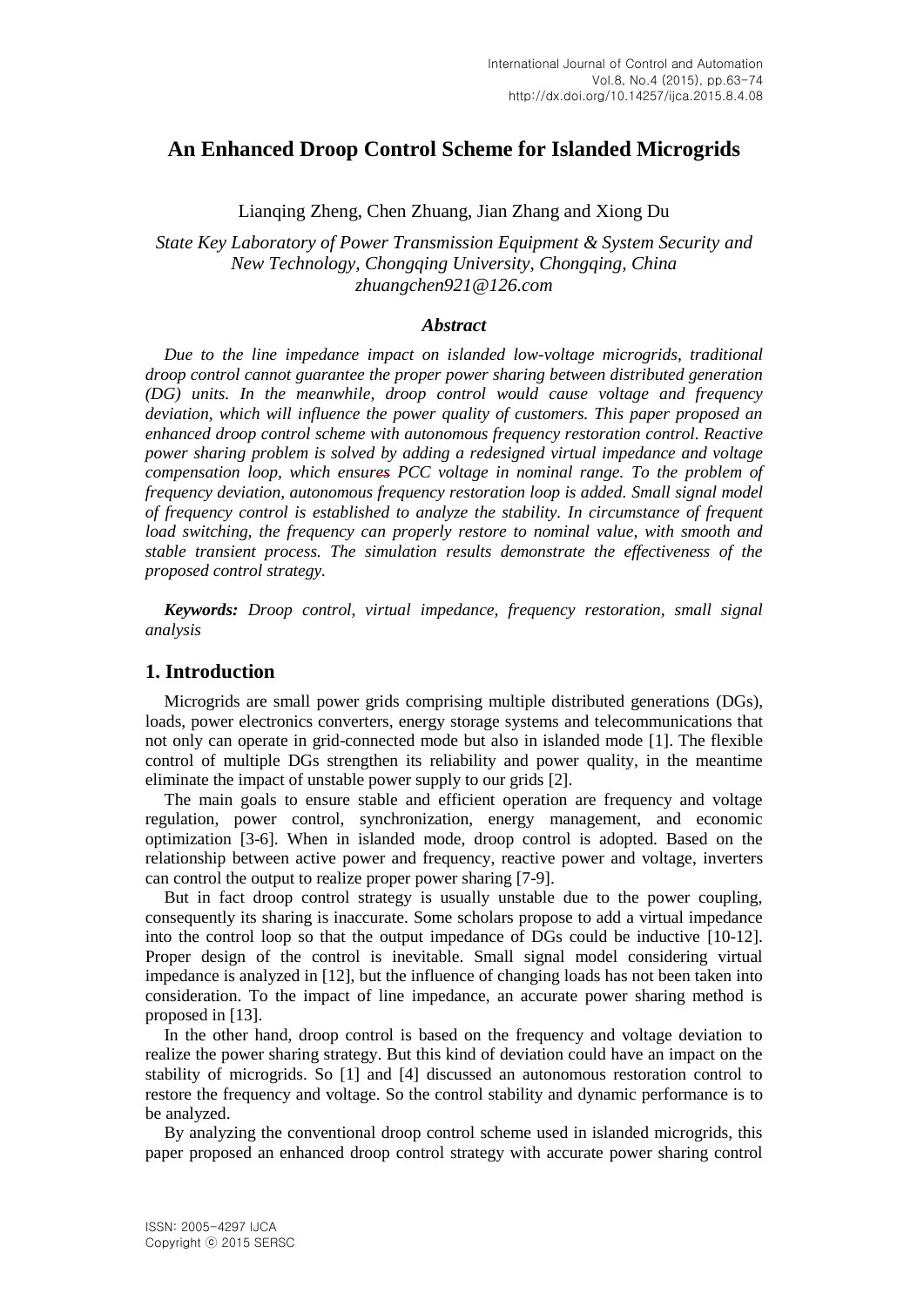# An Enhanced Droop Control Scheme for Islanded Microgrids

Lianqing Zheng, Chen Zhuang, Jian Zhang and Xiong Du

*State Key Laboratory of Power Transmission Equipment & System Security and New Technology, Chongqing University, Chongqing, China*
*zhuangchen921@126.com*

### *Abstract*

*Due to the line impedance impact on islanded low-voltage microgrids, traditional droop control cannot guarantee the proper power sharing between distributed generation (DG) units. In the meanwhile, droop control would cause voltage and frequency deviation, which will influence the power quality of customers. This paper proposed an enhanced droop control scheme with autonomous frequency restoration control. Reactive power sharing problem is solved by adding a redesigned virtual impedance and voltage compensation loop, which ensures PCC voltage in nominal range. To the problem of frequency deviation, autonomous frequency restoration loop is added. Small signal model of frequency control is established to analyze the stability. In circumstance of frequent load switching, the frequency can properly restore to nominal value, with smooth and stable transient process. The simulation results demonstrate the effectiveness of the proposed control strategy.*

***Keywords:*** *Droop control, virtual impedance, frequency restoration, small signal analysis*

## 1. Introduction

Microgrids are small power grids comprising multiple distributed generations (DGs), loads, power electronics converters, energy storage systems and telecommunications that not only can operate in grid-connected mode but also in islanded mode [1]. The flexible control of multiple DGs strengthen its reliability and power quality, in the meantime eliminate the impact of unstable power supply to our grids [2].

The main goals to ensure stable and efficient operation are frequency and voltage regulation, power control, synchronization, energy management, and economic optimization [3-6]. When in islanded mode, droop control is adopted. Based on the relationship between active power and frequency, reactive power and voltage, inverters can control the output to realize proper power sharing [7-9].

But in fact droop control strategy is usually unstable due to the power coupling, consequently its sharing is inaccurate. Some scholars propose to add a virtual impedance into the control loop so that the output impedance of DGs could be inductive [10-12]. Proper design of the control is inevitable. Small signal model considering virtual impedance is analyzed in [12], but the influence of changing loads has not been taken into consideration. To the impact of line impedance, an accurate power sharing method is proposed in [13].

In the other hand, droop control is based on the frequency and voltage deviation to realize the power sharing strategy. But this kind of deviation could have an impact on the stability of microgrids. So [1] and [4] discussed an autonomous restoration control to restore the frequency and voltage. So the control stability and dynamic performance is to be analyzed.

By analyzing the conventional droop control scheme used in islanded microgrids, this paper proposed an enhanced droop control strategy with accurate power sharing control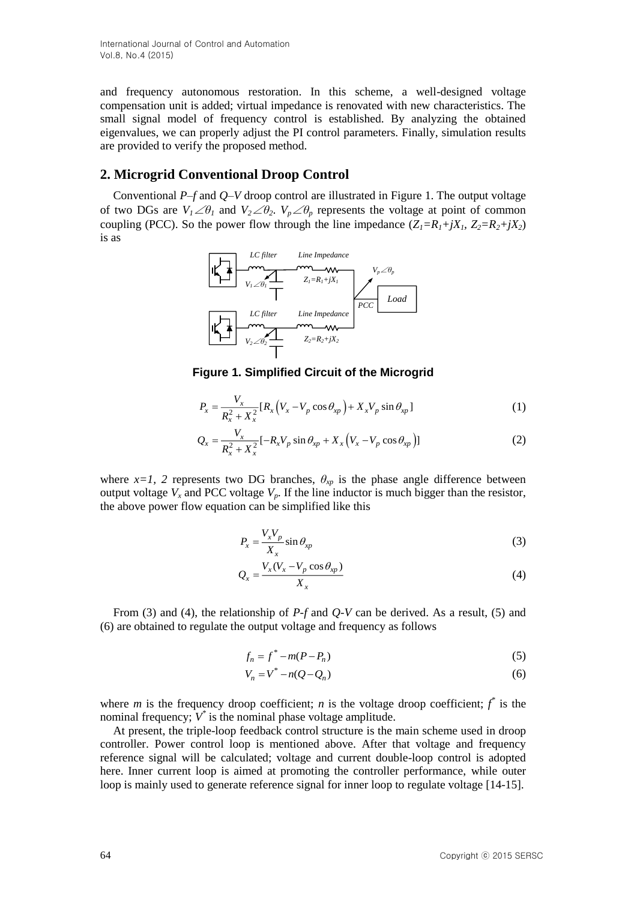and frequency autonomous restoration. In this scheme, a well-designed voltage compensation unit is added; virtual impedance is renovated with new characteristics. The small signal model of frequency control is established. By analyzing the obtained eigenvalues, we can properly adjust the PI control parameters. Finally, simulation results are provided to verify the proposed method.

## 2. Microgrid Conventional Droop Control

Conventional *P*–*f* and *Q*–*V* droop control are illustrated in Figure 1. The output voltage of two DGs are $V_1\angle\theta_1$ and $V_2\angle\theta_2$. $V_p\angle\theta_p$ represents the voltage at point of common coupling (PCC). So the power flow through the line impedance ($Z_1=R_1+jX_1$, $Z_2=R_2+jX_2$) is as

**Figure 1. Simplified Circuit of the Microgrid**

$$P_x = \frac{V_x}{R_x^2+X_x^2}[R_x\left(V_x - V_p\cos\theta_{xp}\right) + X_x V_p \sin\theta_{xp}] \tag{1}$$

$$Q_x = \frac{V_x}{R_x^2+X_x^2}[-R_x V_p \sin\theta_{xp} + X_x\left(V_x - V_p\cos\theta_{xp}\right)] \tag{2}$$

where $x=1, 2$ represents two DG branches, $\theta_{xp}$ is the phase angle difference between output voltage $V_x$ and PCC voltage $V_p$. If the line inductor is much bigger than the resistor, the above power flow equation can be simplified like this

$$P_x = \frac{V_x V_p}{X_x}\sin\theta_{xp} \tag{3}$$

$$Q_x = \frac{V_x(V_x - V_p\cos\theta_{xp})}{X_x} \tag{4}$$

From (3) and (4), the relationship of *P*-*f* and *Q*-*V* can be derived. As a result, (5) and (6) are obtained to regulate the output voltage and frequency as follows

$$f_n = f^* - m(P - P_n) \tag{5}$$

$$V_n = V^* - n(Q - Q_n) \tag{6}$$

where $m$ is the frequency droop coefficient; $n$ is the voltage droop coefficient; $f^*$ is the nominal frequency; $V^*$ is the nominal phase voltage amplitude.

At present, the triple-loop feedback control structure is the main scheme used in droop controller. Power control loop is mentioned above. After that voltage and frequency reference signal will be calculated; voltage and current double-loop control is adopted here. Inner current loop is aimed at promoting the controller performance, while outer loop is mainly used to generate reference signal for inner loop to regulate voltage [14-15].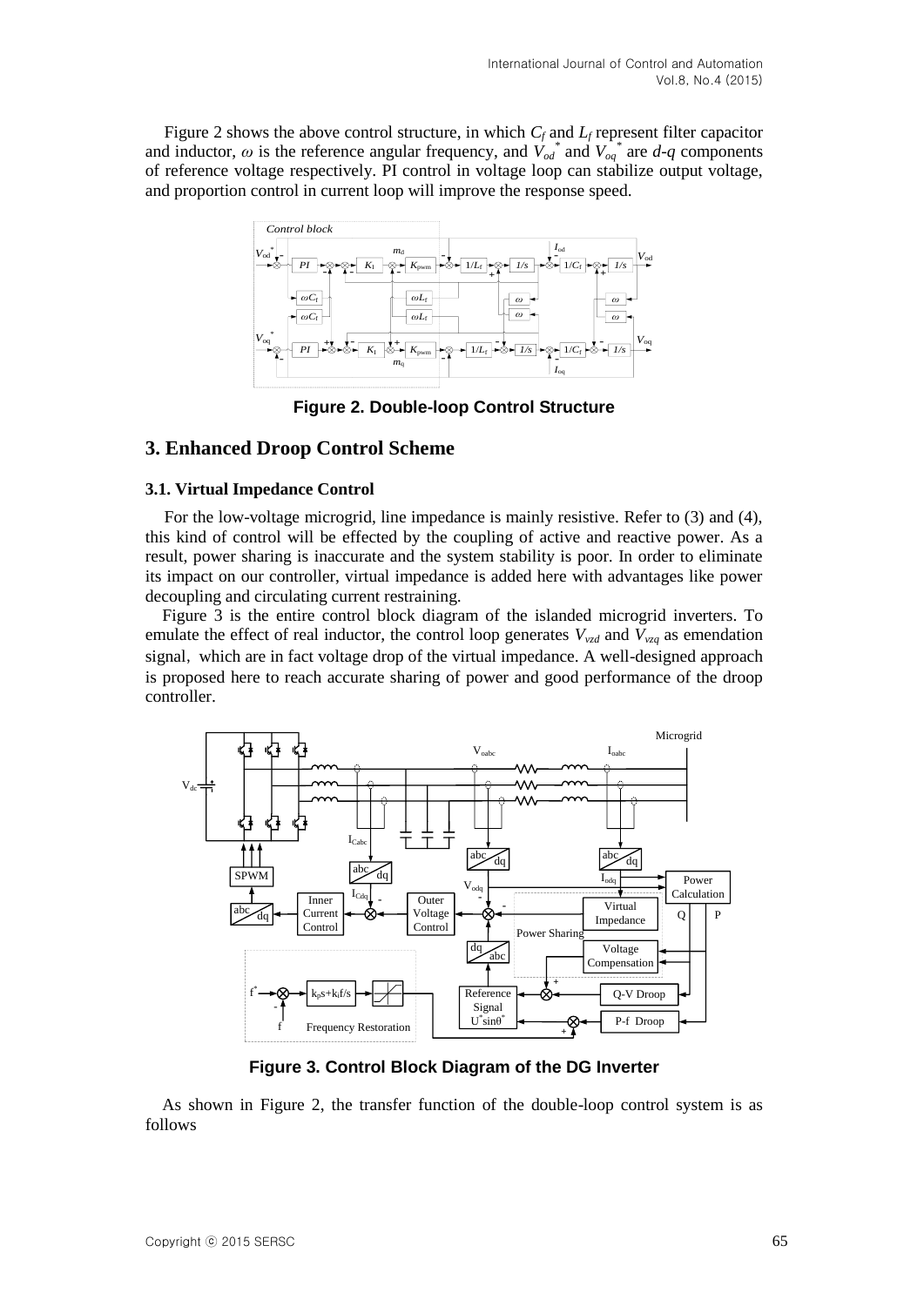Figure 2 shows the above control structure, in which $C_f$ and $L_f$ represent filter capacitor and inductor, $\omega$ is the reference angular frequency, and $V_{od}^*$ and $V_{oq}^*$ are *d-q* components of reference voltage respectively. PI control in voltage loop can stabilize output voltage, and proportion control in current loop will improve the response speed.

**Figure 2. Double-loop Control Structure**

## 3. Enhanced Droop Control Scheme

### 3.1. Virtual Impedance Control

For the low-voltage microgrid, line impedance is mainly resistive. Refer to (3) and (4), this kind of control will be effected by the coupling of active and reactive power. As a result, power sharing is inaccurate and the system stability is poor. In order to eliminate its impact on our controller, virtual impedance is added here with advantages like power decoupling and circulating current restraining.

Figure 3 is the entire control block diagram of the islanded microgrid inverters. To emulate the effect of real inductor, the control loop generates $V_{vzd}$ and $V_{vzq}$ as emendation signal, which are in fact voltage drop of the virtual impedance. A well-designed approach is proposed here to reach accurate sharing of power and good performance of the droop controller.

**Figure 3. Control Block Diagram of the DG Inverter**

As shown in Figure 2, the transfer function of the double-loop control system is as follows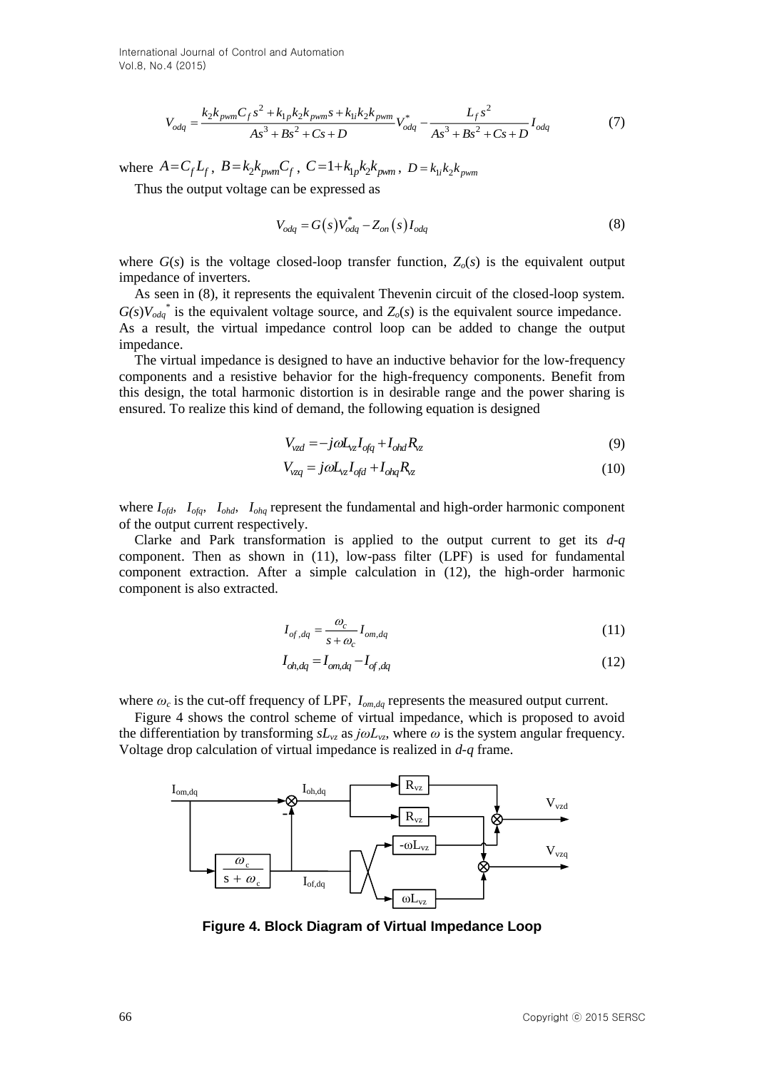$$V_{odq} = \frac{k_2 k_{pwm} C_f s^2 + k_{1p} k_2 k_{pwm} s + k_{1i} k_2 k_{pwm}}{As^3 + Bs^2 + Cs + D} V_{odq}^* - \frac{L_f s^2}{As^3 + Bs^2 + Cs + D} I_{odq} \tag{7}$$

where $A = C_f L_f$ , $B = k_2 k_{pwm} C_f$ , $C = 1 + k_{1p} k_2 k_{pwm}$ , $D = k_{1i} k_2 k_{pwm}$

Thus the output voltage can be expressed as

$$V_{odq} = G(s) V_{odq}^* - Z_{on}(s) I_{odq} \tag{8}$$

where $G(s)$ is the voltage closed-loop transfer function, $Z_o(s)$ is the equivalent output impedance of inverters.

As seen in (8), it represents the equivalent Thevenin circuit of the closed-loop system. $G(s)V_{odq}^*$ is the equivalent voltage source, and $Z_o(s)$ is the equivalent source impedance. As a result, the virtual impedance control loop can be added to change the output impedance.

The virtual impedance is designed to have an inductive behavior for the low-frequency components and a resistive behavior for the high-frequency components. Benefit from this design, the total harmonic distortion is in desirable range and the power sharing is ensured. To realize this kind of demand, the following equation is designed

$$V_{vzd} = -j\omega L_{vz} I_{ofq} + I_{ohd} R_{vz} \tag{9}$$

$$V_{vzq} = j\omega L_{vz} I_{ofd} + I_{ohq} R_{vz} \tag{10}$$

where $I_{ofd}$, $I_{ofq}$, $I_{ohd}$, $I_{ohq}$ represent the fundamental and high-order harmonic component of the output current respectively.

Clarke and Park transformation is applied to the output current to get its *d-q* component. Then as shown in (11), low-pass filter (LPF) is used for fundamental component extraction. After a simple calculation in (12), the high-order harmonic component is also extracted.

$$I_{of,dq} = \frac{\omega_c}{s + \omega_c} I_{om,dq} \tag{11}$$

$$I_{oh,dq} = I_{om,dq} - I_{of,dq} \tag{12}$$

where $\omega_c$ is the cut-off frequency of LPF, $I_{om,dq}$ represents the measured output current.

Figure 4 shows the control scheme of virtual impedance, which is proposed to avoid the differentiation by transforming $sL_{vz}$ as $j\omega L_{vz}$, where $\omega$ is the system angular frequency. Voltage drop calculation of virtual impedance is realized in *d-q* frame.

**Figure 4. Block Diagram of Virtual Impedance Loop**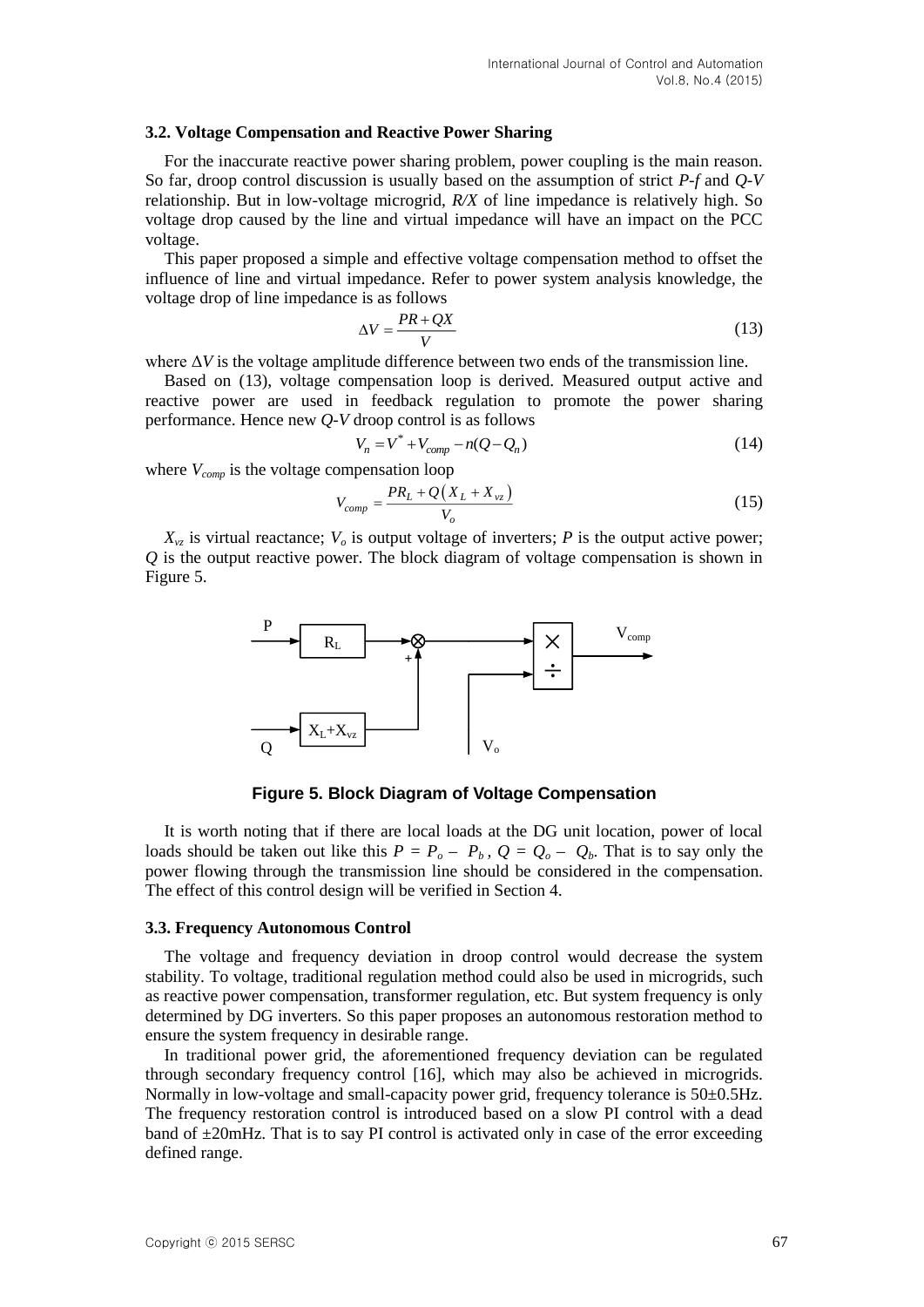### 3.2. Voltage Compensation and Reactive Power Sharing

For the inaccurate reactive power sharing problem, power coupling is the main reason. So far, droop control discussion is usually based on the assumption of strict *P-f* and *Q-V* relationship. But in low-voltage microgrid, *R/X* of line impedance is relatively high. So voltage drop caused by the line and virtual impedance will have an impact on the PCC voltage.

This paper proposed a simple and effective voltage compensation method to offset the influence of line and virtual impedance. Refer to power system analysis knowledge, the voltage drop of line impedance is as follows

$$\Delta V = \frac{PR + QX}{V} \tag{13}$$

where $\Delta V$ is the voltage amplitude difference between two ends of the transmission line.

Based on (13), voltage compensation loop is derived. Measured output active and reactive power are used in feedback regulation to promote the power sharing performance. Hence new *Q-V* droop control is as follows

$$V_n = V^* + V_{comp} - n(Q - Q_n) \tag{14}$$

where $V_{comp}$ is the voltage compensation loop

$$V_{comp} = \frac{PR_L + Q\left(X_L + X_{vz}\right)}{V_o} \tag{15}$$

$X_{vz}$ is virtual reactance; $V_o$ is output voltage of inverters; $P$ is the output active power; $Q$ is the output reactive power. The block diagram of voltage compensation is shown in Figure 5.

**Figure 5. Block Diagram of Voltage Compensation**

It is worth noting that if there are local loads at the DG unit location, power of local loads should be taken out like this $P = P_o - P_b$, $Q = Q_o - Q_b$. That is to say only the power flowing through the transmission line should be considered in the compensation. The effect of this control design will be verified in Section 4.

### 3.3. Frequency Autonomous Control

The voltage and frequency deviation in droop control would decrease the system stability. To voltage, traditional regulation method could also be used in microgrids, such as reactive power compensation, transformer regulation, etc. But system frequency is only determined by DG inverters. So this paper proposes an autonomous restoration method to ensure the system frequency in desirable range.

In traditional power grid, the aforementioned frequency deviation can be regulated through secondary frequency control [16], which may also be achieved in microgrids. Normally in low-voltage and small-capacity power grid, frequency tolerance is 50±0.5Hz. The frequency restoration control is introduced based on a slow PI control with a dead band of ±20mHz. That is to say PI control is activated only in case of the error exceeding defined range.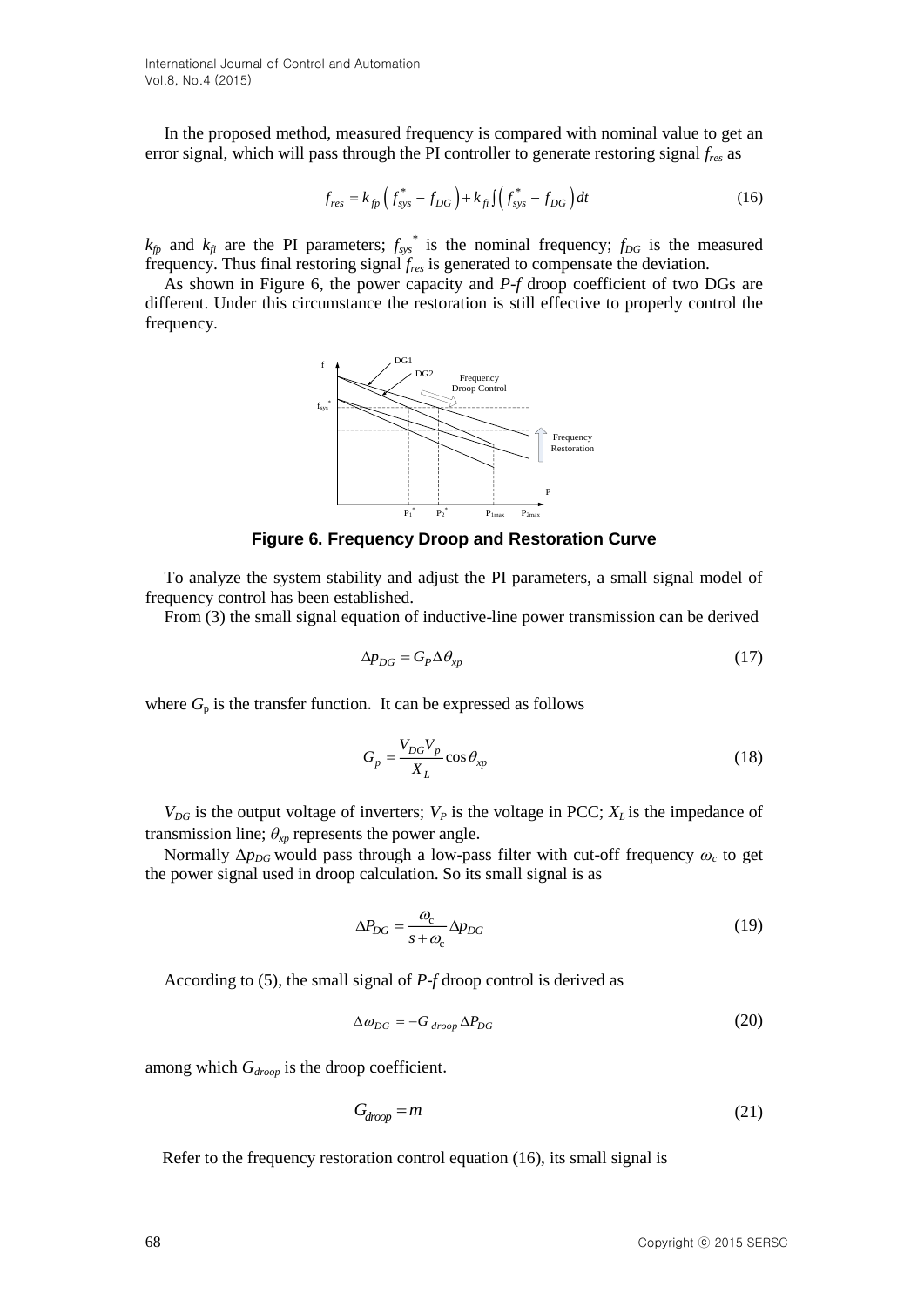In the proposed method, measured frequency is compared with nominal value to get an error signal, which will pass through the PI controller to generate restoring signal $f_{res}$ as

$$f_{res} = k_{fp}\left(f_{sys}^{*} - f_{DG}\right) + k_{fi}\int\left(f_{sys}^{*} - f_{DG}\right)dt \tag{16}$$

$k_{fp}$ and $k_{fi}$ are the PI parameters; $f_{sys}^{*}$ is the nominal frequency; $f_{DG}$ is the measured frequency. Thus final restoring signal $f_{res}$ is generated to compensate the deviation.

As shown in Figure 6, the power capacity and *P-f* droop coefficient of two DGs are different. Under this circumstance the restoration is still effective to properly control the frequency.

**Figure 6. Frequency Droop and Restoration Curve**

To analyze the system stability and adjust the PI parameters, a small signal model of frequency control has been established.

From (3) the small signal equation of inductive-line power transmission can be derived

$$\Delta p_{DG} = G_P \Delta\theta_{xp} \tag{17}$$

where $G_p$ is the transfer function. It can be expressed as follows

$$G_p = \frac{V_{DG}V_p}{X_L}\cos\theta_{xp} \tag{18}$$

$V_{DG}$ is the output voltage of inverters; $V_P$ is the voltage in PCC; $X_L$ is the impedance of transmission line; $\theta_{xp}$ represents the power angle.

Normally $\Delta p_{DG}$ would pass through a low-pass filter with cut-off frequency $\omega_c$ to get the power signal used in droop calculation. So its small signal is as

$$\Delta P_{DG} = \frac{\omega_c}{s+\omega_c}\Delta p_{DG} \tag{19}$$

According to (5), the small signal of *P-f* droop control is derived as

$$\Delta\omega_{DG} = -G_{droop}\Delta P_{DG} \tag{20}$$

among which $G_{droop}$ is the droop coefficient.

$$G_{droop} = m \tag{21}$$

Refer to the frequency restoration control equation (16), its small signal is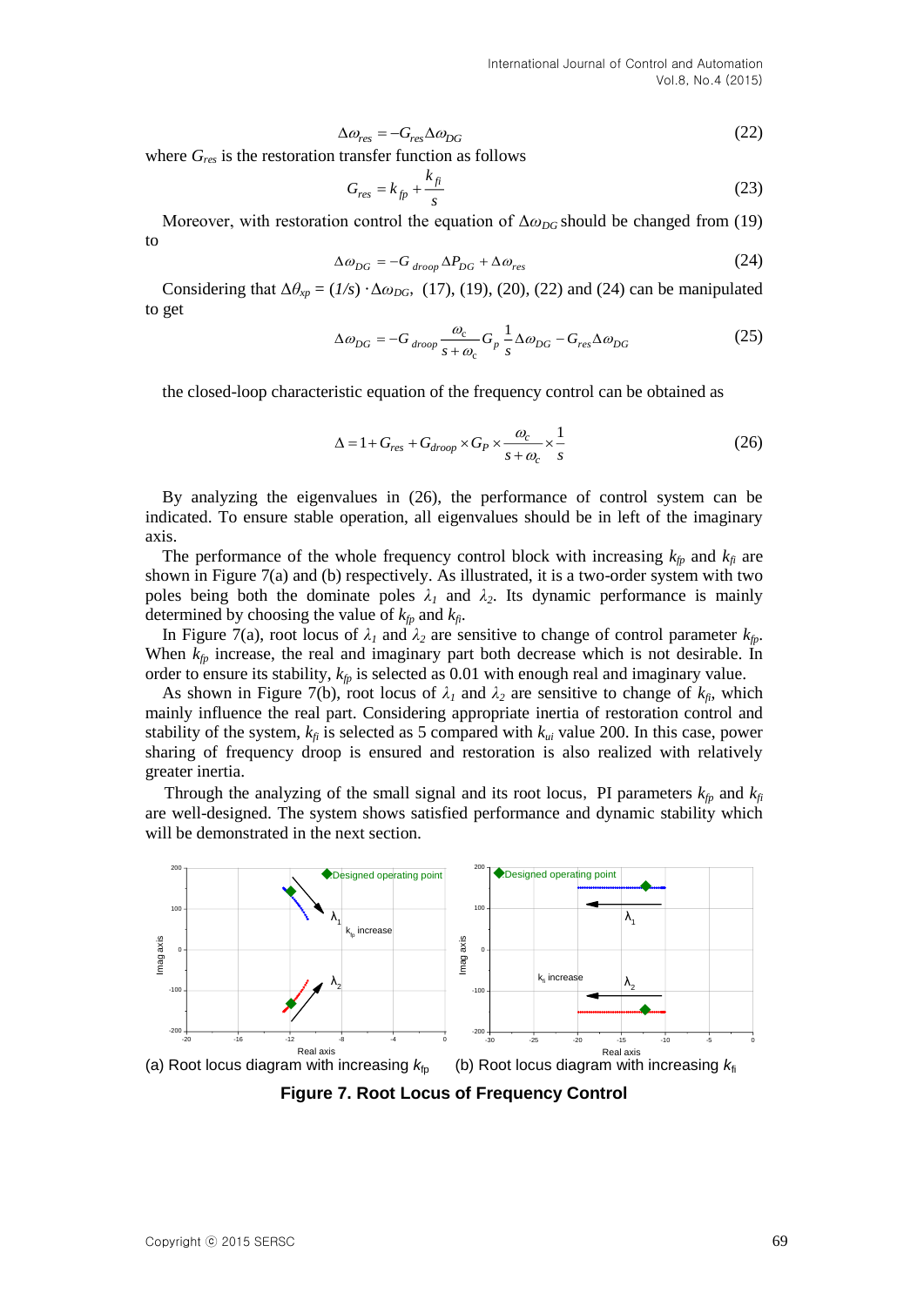$$\Delta\omega_{res} = -G_{res}\Delta\omega_{DG} \tag{22}$$

where $G_{res}$ is the restoration transfer function as follows

$$G_{res} = k_{fp} + \frac{k_{fi}}{s} \tag{23}$$

Moreover, with restoration control the equation of $\Delta\omega_{DG}$ should be changed from (19) to

$$\Delta\omega_{DG} = -G_{droop}\Delta P_{DG} + \Delta\omega_{res} \tag{24}$$

Considering that $\Delta\theta_{xp} = (1/s)\cdot\Delta\omega_{DG}$, (17), (19), (20), (22) and (24) can be manipulated to get

$$\Delta\omega_{DG} = -G_{droop}\frac{\omega_c}{s+\omega_c}G_p\frac{1}{s}\Delta\omega_{DG} - G_{res}\Delta\omega_{DG} \tag{25}$$

the closed-loop characteristic equation of the frequency control can be obtained as

$$\Delta = 1 + G_{res} + G_{droop} \times G_P \times \frac{\omega_c}{s+\omega_c} \times \frac{1}{s} \tag{26}$$

By analyzing the eigenvalues in (26), the performance of control system can be indicated. To ensure stable operation, all eigenvalues should be in left of the imaginary axis.

The performance of the whole frequency control block with increasing $k_{fp}$ and $k_{fi}$ are shown in Figure 7(a) and (b) respectively. As illustrated, it is a two-order system with two poles being both the dominate poles $\lambda_1$ and $\lambda_2$. Its dynamic performance is mainly determined by choosing the value of $k_{fp}$ and $k_{fi}$.

In Figure 7(a), root locus of $\lambda_1$ and $\lambda_2$ are sensitive to change of control parameter $k_{fp}$. When $k_{fp}$ increase, the real and imaginary part both decrease which is not desirable. In order to ensure its stability, $k_{fp}$ is selected as 0.01 with enough real and imaginary value.

As shown in Figure 7(b), root locus of $\lambda_1$ and $\lambda_2$ are sensitive to change of $k_{fi}$, which mainly influence the real part. Considering appropriate inertia of restoration control and stability of the system, $k_{fi}$ is selected as 5 compared with $k_{ui}$ value 200. In this case, power sharing of frequency droop is ensured and restoration is also realized with relatively greater inertia.

Through the analyzing of the small signal and its root locus, PI parameters $k_{fp}$ and $k_{fi}$ are well-designed. The system shows satisfied performance and dynamic stability which will be demonstrated in the next section.

(a) Root locus diagram with increasing $k_{fp}$ (b) Root locus diagram with increasing $k_{fi}$

**Figure 7. Root Locus of Frequency Control**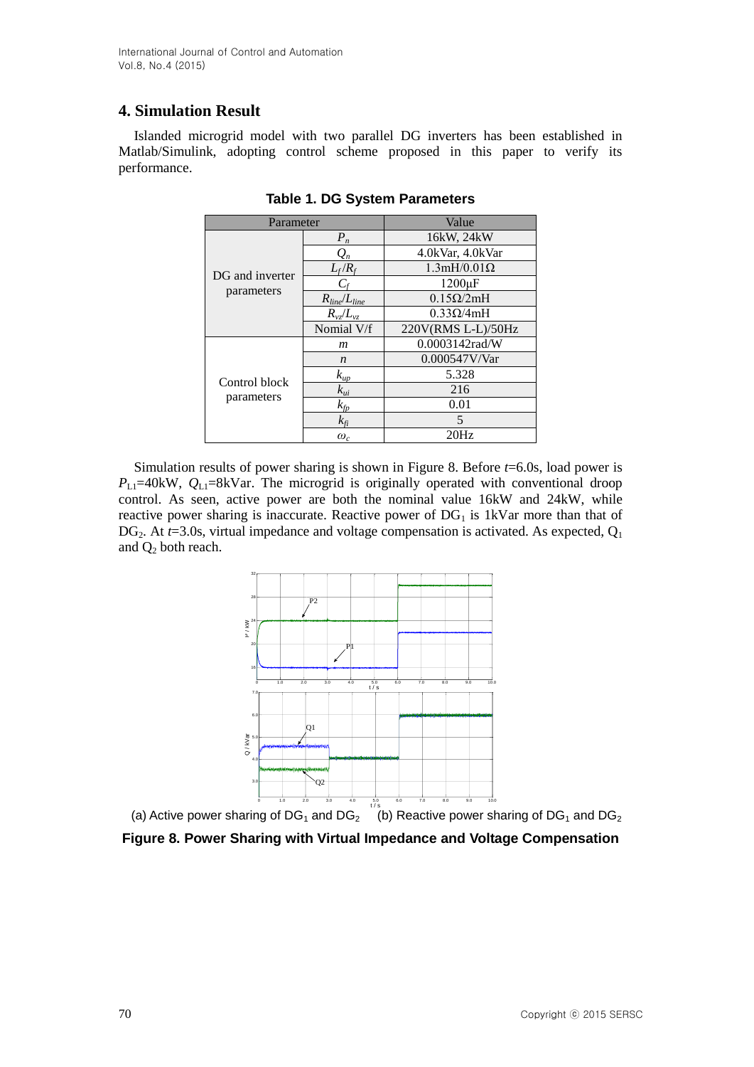## 4. Simulation Result

Islanded microgrid model with two parallel DG inverters has been established in Matlab/Simulink, adopting control scheme proposed in this paper to verify its performance.

**Table 1. DG System Parameters**

| Parameter | | Value |
|---|---|---|
| DG and inverter parameters | $P_n$ | 16kW, 24kW |
| | $Q_n$ | 4.0kVar, 4.0kVar |
| | $L_f/R_f$ | 1.3mH/0.01Ω |
| | $C_f$ | 1200μF |
| | $R_{line}/L_{line}$ | 0.15Ω/2mH |
| | $R_{vz}/L_{vz}$ | 0.33Ω/4mH |
| | Nomial V/f | 220V(RMS L-L)/50Hz |
| Control block parameters | $m$ | 0.0003142rad/W |
| | $n$ | 0.000547V/Var |
| | $k_{up}$ | 5.328 |
| | $k_{ui}$ | 216 |
| | $k_{fp}$ | 0.01 |
| | $k_{fi}$ | 5 |
| | $\omega_c$ | 20Hz |

Simulation results of power sharing is shown in Figure 8. Before $t$=6.0s, load power is $P_{L1}$=40kW, $Q_{L1}$=8kVar. The microgrid is originally operated with conventional droop control. As seen, active power are both the nominal value 16kW and 24kW, while reactive power sharing is inaccurate. Reactive power of $DG_1$ is 1kVar more than that of $DG_2$. At $t$=3.0s, virtual impedance and voltage compensation is activated. As expected, $Q_1$ and $Q_2$ both reach.

(a) Active power sharing of $DG_1$ and $DG_2$ (b) Reactive power sharing of $DG_1$ and $DG_2$

**Figure 8. Power Sharing with Virtual Impedance and Voltage Compensation**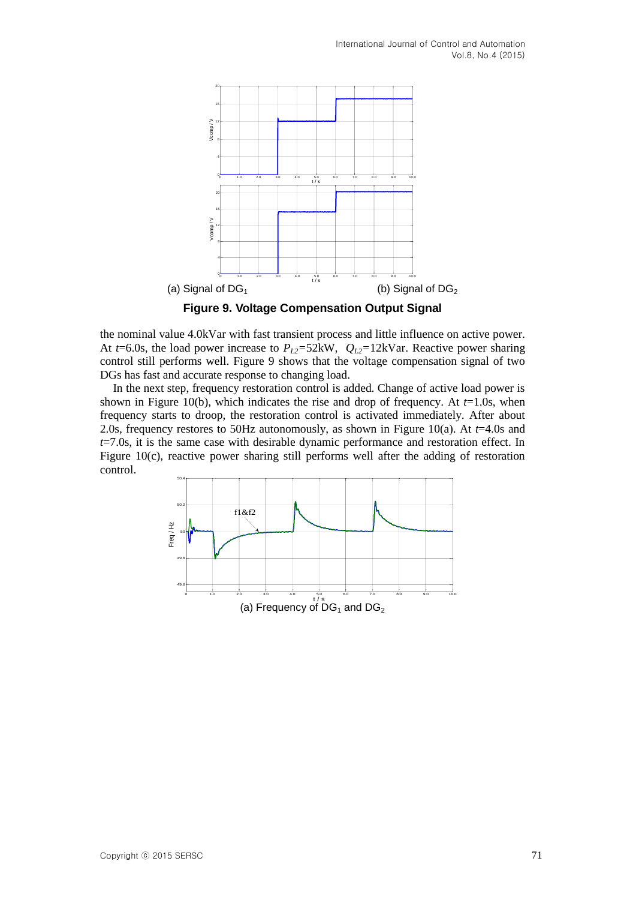(a) Signal of $DG_1$ (b) Signal of $DG_2$

**Figure 9. Voltage Compensation Output Signal**

the nominal value 4.0kVar with fast transient process and little influence on active power. At $t$=6.0s, the load power increase to $P_{L2}$=52kW, $Q_{L2}$=12kVar. Reactive power sharing control still performs well. Figure 9 shows that the voltage compensation signal of two DGs has fast and accurate response to changing load.

In the next step, frequency restoration control is added. Change of active load power is shown in Figure 10(b), which indicates the rise and drop of frequency. At $t$=1.0s, when frequency starts to droop, the restoration control is activated immediately. After about 2.0s, frequency restores to 50Hz autonomously, as shown in Figure 10(a). At $t$=4.0s and $t$=7.0s, it is the same case with desirable dynamic performance and restoration effect. In Figure 10(c), reactive power sharing still performs well after the adding of restoration control.

(a) Frequency of $DG_1$ and $DG_2$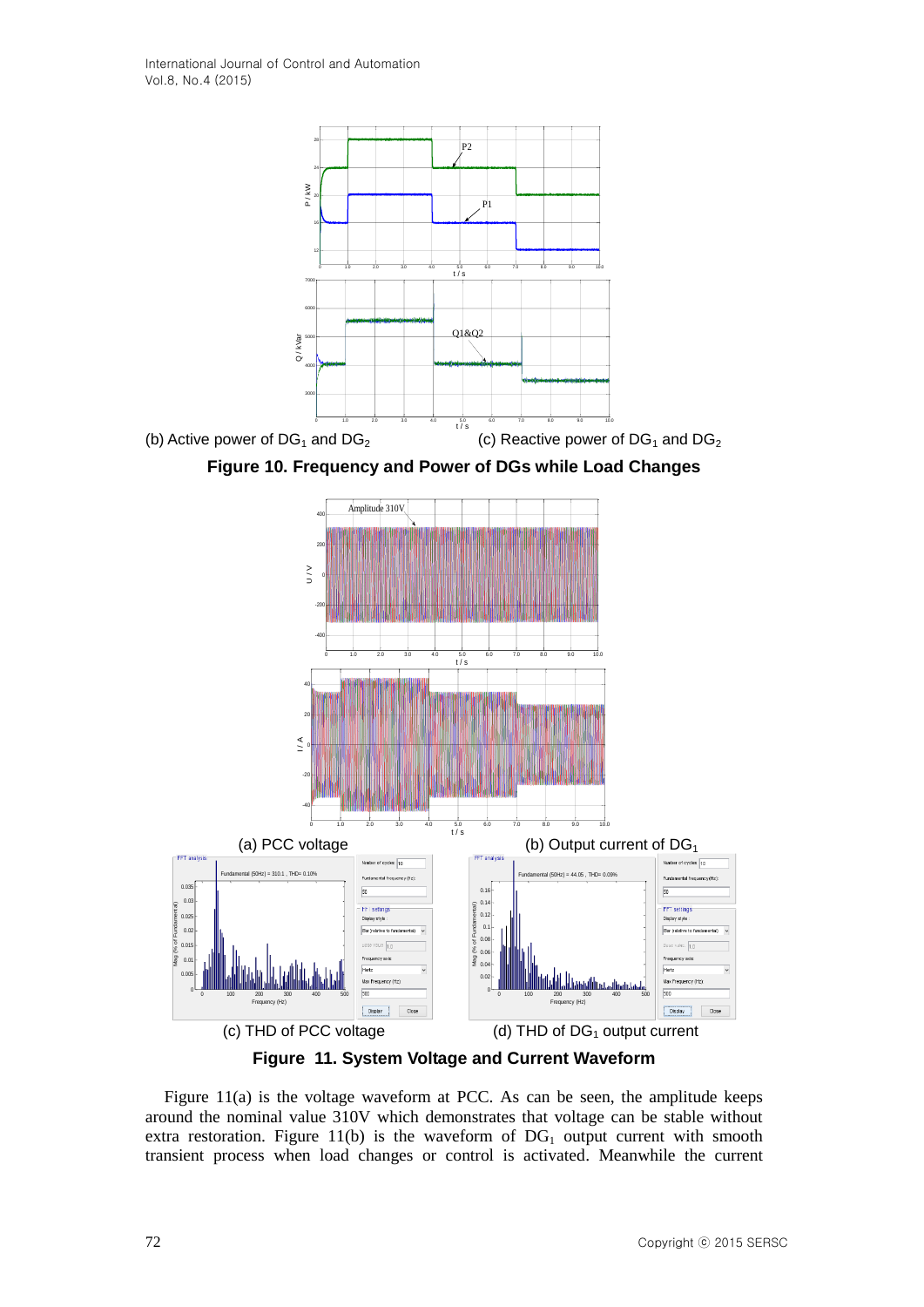(b) Active power of $DG_1$ and $DG_2$ (c) Reactive power of $DG_1$ and $DG_2$

**Figure 10. Frequency and Power of DGs while Load Changes**

(a) PCC voltage (b) Output current of $DG_1$

(c) THD of PCC voltage (d) THD of $DG_1$ output current

**Figure 11. System Voltage and Current Waveform**

Figure 11(a) is the voltage waveform at PCC. As can be seen, the amplitude keeps around the nominal value 310V which demonstrates that voltage can be stable without extra restoration. Figure 11(b) is the waveform of $DG_1$ output current with smooth transient process when load changes or control is activated. Meanwhile the current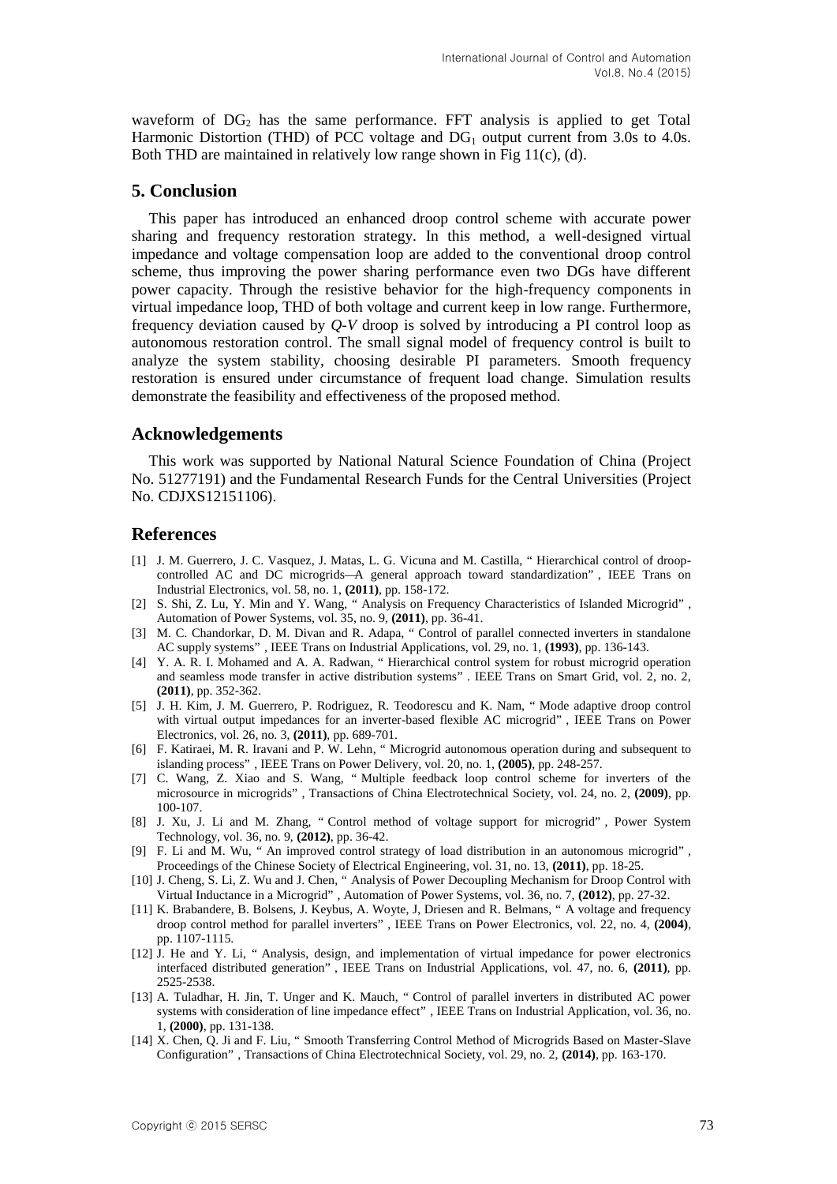waveform of $DG_2$ has the same performance. FFT analysis is applied to get Total Harmonic Distortion (THD) of PCC voltage and $DG_1$ output current from 3.0s to 4.0s. Both THD are maintained in relatively low range shown in Fig 11(c), (d).

## 5. Conclusion

This paper has introduced an enhanced droop control scheme with accurate power sharing and frequency restoration strategy. In this method, a well-designed virtual impedance and voltage compensation loop are added to the conventional droop control scheme, thus improving the power sharing performance even two DGs have different power capacity. Through the resistive behavior for the high-frequency components in virtual impedance loop, THD of both voltage and current keep in low range. Furthermore, frequency deviation caused by *Q*-*V* droop is solved by introducing a PI control loop as autonomous restoration control. The small signal model of frequency control is built to analyze the system stability, choosing desirable PI parameters. Smooth frequency restoration is ensured under circumstance of frequent load change. Simulation results demonstrate the feasibility and effectiveness of the proposed method.

## Acknowledgements

This work was supported by National Natural Science Foundation of China (Project No. 51277191) and the Fundamental Research Funds for the Central Universities (Project No. CDJXS12151106).

## References

[1] J. M. Guerrero, J. C. Vasquez, J. Matas, L. G. Vicuna and M. Castilla, " Hierarchical control of droop-controlled AC and DC microgrids—A general approach toward standardization" , IEEE Trans on Industrial Electronics, vol. 58, no. 1, **(2011)**, pp. 158-172.

[2] S. Shi, Z. Lu, Y. Min and Y. Wang, " Analysis on Frequency Characteristics of Islanded Microgrid" , Automation of Power Systems, vol. 35, no. 9, **(2011)**, pp. 36-41.

[3] M. C. Chandorkar, D. M. Divan and R. Adapa, " Control of parallel connected inverters in standalone AC supply systems" , IEEE Trans on Industrial Applications, vol. 29, no. 1, **(1993)**, pp. 136-143.

[4] Y. A. R. I. Mohamed and A. A. Radwan, " Hierarchical control system for robust microgrid operation and seamless mode transfer in active distribution systems" . IEEE Trans on Smart Grid, vol. 2, no. 2, **(2011)**, pp. 352-362.

[5] J. H. Kim, J. M. Guerrero, P. Rodriguez, R. Teodorescu and K. Nam, " Mode adaptive droop control with virtual output impedances for an inverter-based flexible AC microgrid" , IEEE Trans on Power Electronics, vol. 26, no. 3, **(2011)**, pp. 689-701.

[6] F. Katiraei, M. R. Iravani and P. W. Lehn, " Microgrid autonomous operation during and subsequent to islanding process" , IEEE Trans on Power Delivery, vol. 20, no. 1, **(2005)**, pp. 248-257.

[7] C. Wang, Z. Xiao and S. Wang, " Multiple feedback loop control scheme for inverters of the microsource in microgrids" , Transactions of China Electrotechnical Society, vol. 24, no. 2, **(2009)**, pp. 100-107.

[8] J. Xu, J. Li and M. Zhang, " Control method of voltage support for microgrid" , Power System Technology, vol. 36, no. 9, **(2012)**, pp. 36-42.

[9] F. Li and M. Wu, " An improved control strategy of load distribution in an autonomous microgrid" , Proceedings of the Chinese Society of Electrical Engineering, vol. 31, no. 13, **(2011)**, pp. 18-25.

[10] J. Cheng, S. Li, Z. Wu and J. Chen, " Analysis of Power Decoupling Mechanism for Droop Control with Virtual Inductance in a Microgrid" , Automation of Power Systems, vol. 36, no. 7, **(2012)**, pp. 27-32.

[11] K. Brabandere, B. Bolsens, J. Keybus, A. Woyte, J, Driesen and R. Belmans, " A voltage and frequency droop control method for parallel inverters" , IEEE Trans on Power Electronics, vol. 22, no. 4, **(2004)**, pp. 1107-1115.

[12] J. He and Y. Li, " Analysis, design, and implementation of virtual impedance for power electronics interfaced distributed generation" , IEEE Trans on Industrial Applications, vol. 47, no. 6, **(2011)**, pp. 2525-2538.

[13] A. Tuladhar, H. Jin, T. Unger and K. Mauch, " Control of parallel inverters in distributed AC power systems with consideration of line impedance effect" , IEEE Trans on Industrial Application, vol. 36, no. 1, **(2000)**, pp. 131-138.

[14] X. Chen, Q. Ji and F. Liu, " Smooth Transferring Control Method of Microgrids Based on Master-Slave Configuration" , Transactions of China Electrotechnical Society, vol. 29, no. 2, **(2014)**, pp. 163-170.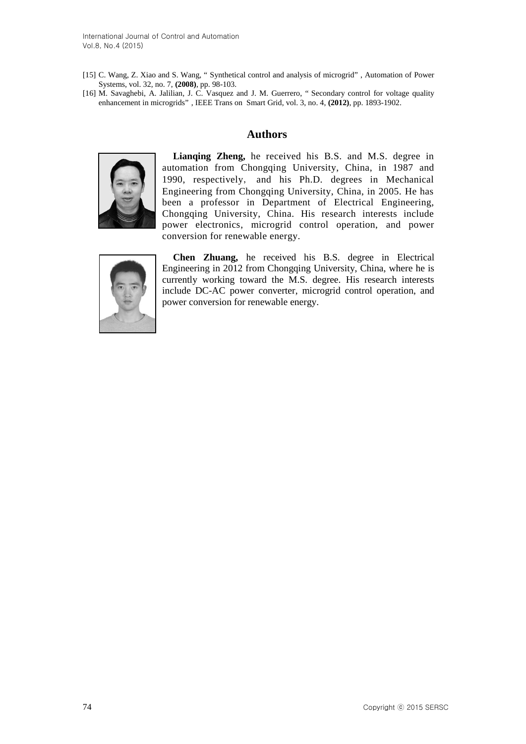[15] C. Wang, Z. Xiao and S. Wang, " Synthetical control and analysis of microgrid" , Automation of Power Systems, vol. 32, no. 7, **(2008)**, pp. 98-103.

[16] M. Savaghebi, A. Jalilian, J. C. Vasquez and J. M. Guerrero, " Secondary control for voltage quality enhancement in microgrids" , IEEE Trans on Smart Grid, vol. 3, no. 4, **(2012)**, pp. 1893-1902.

## Authors

**Lianqing Zheng,** he received his B.S. and M.S. degree in automation from Chongqing University, China, in 1987 and 1990, respectively, and his Ph.D. degrees in Mechanical Engineering from Chongqing University, China, in 2005. He has been a professor in Department of Electrical Engineering, Chongqing University, China. His research interests include power electronics, microgrid control operation, and power conversion for renewable energy.

**Chen Zhuang,** he received his B.S. degree in Electrical Engineering in 2012 from Chongqing University, China, where he is currently working toward the M.S. degree. His research interests include DC-AC power converter, microgrid control operation, and power conversion for renewable energy.